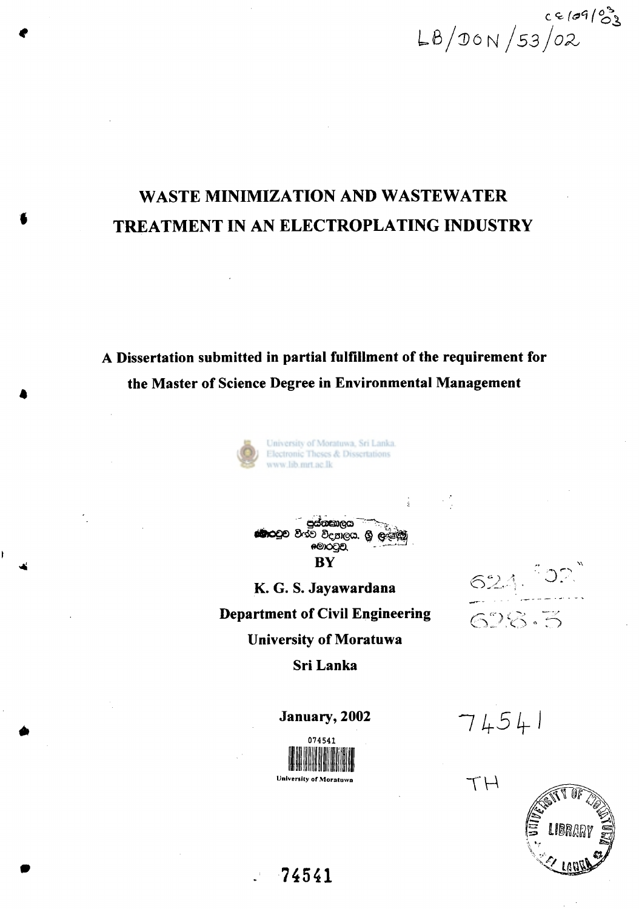LB/DON/53/02

# WASTE MINIMIZATION AND WASTEWATER TREATMENT IN AN ELECTROPLATING INDUSTRY

**A Dissertation submitted in partial fulfillment of the requirement for the Master of Science Degree in Environmental Management**

**BY**

**K. G. S. Jayawardana**

**Department of Civil Engineering**

**University of Moratuwa**

**Sri Lanka**

**January, 2002**

74541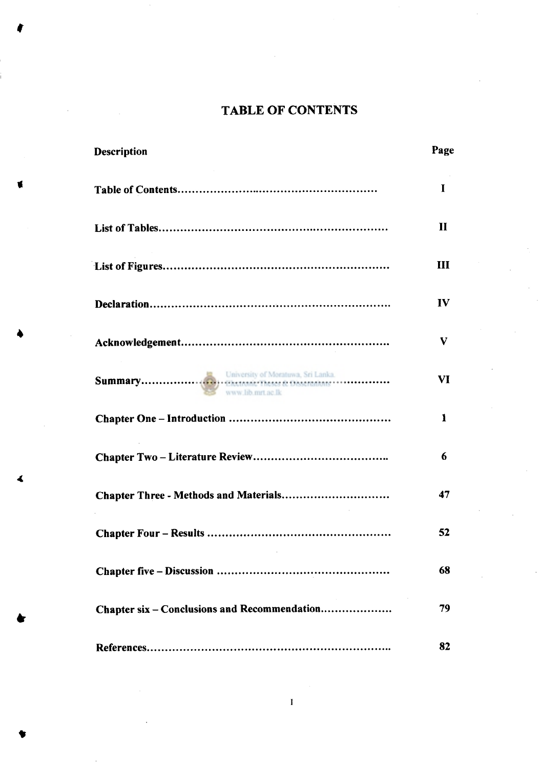# TABLE OF CONTENTS

| Description | Page |
|---|---|
| Table of Contents | I |
| List of Tables | II |
| List of Figures | III |
| Declaration | IV |
| Acknowledgement | V |
| Summary | VI |
| Chapter One – Introduction | 1 |
| Chapter Two – Literature Review | 6 |
| Chapter Three - Methods and Materials | 47 |
| Chapter Four – Results | 52 |
| Chapter five – Discussion | 68 |
| Chapter six – Conclusions and Recommendation | 79 |
| References | 82 |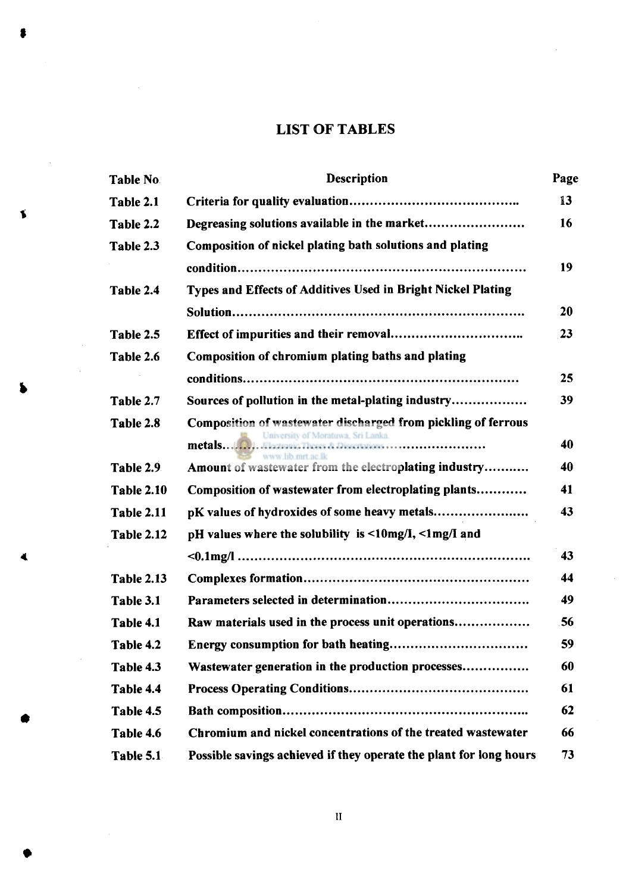# LIST OF TABLES

| Table No | Description | Page |
|---|---|---|
| Table 2.1 | Criteria for quality evaluation........................................ | 13 |
| Table 2.2 | Degreasing solutions available in the market........................ | 16 |
| Table 2.3 | Composition of nickel plating bath solutions and plating condition.................................................................... | 19 |
| Table 2.4 | Types and Effects of Additives Used in Bright Nickel Plating Solution.................................................................... | 20 |
| Table 2.5 | Effect of impurities and their removal................................ | 23 |
| Table 2.6 | Composition of chromium plating baths and plating conditions.................................................................. | 25 |
| Table 2.7 | Sources of pollution in the metal-plating industry.................. | 39 |
| Table 2.8 | Composition of wastewater discharged from pickling of ferrous metals...................................................................... | 40 |
| Table 2.9 | Amount of wastewater from the electroplating industry........... | 40 |
| Table 2.10 | Composition of wastewater from electroplating plants............ | 41 |
| Table 2.11 | pK values of hydroxides of some heavy metals....................... | 43 |
| Table 2.12 | pH values where the solubility is <10mg/l, <1mg/l and <0.1mg/l ................................................................... | 43 |
| Table 2.13 | Complexes formation...................................................... | 44 |
| Table 3.1 | Parameters selected in determination.................................. | 49 |
| Table 4.1 | Raw materials used in the process unit operations.................. | 56 |
| Table 4.2 | Energy consumption for bath heating................................. | 59 |
| Table 4.3 | Wastewater generation in the production processes................ | 60 |
| Table 4.4 | Process Operating Conditions........................................... | 61 |
| Table 4.5 | Bath composition.......................................................... | 62 |
| Table 4.6 | Chromium and nickel concentrations of the treated wastewater | 66 |
| Table 5.1 | Possible savings achieved if they operate the plant for long hours | 73 |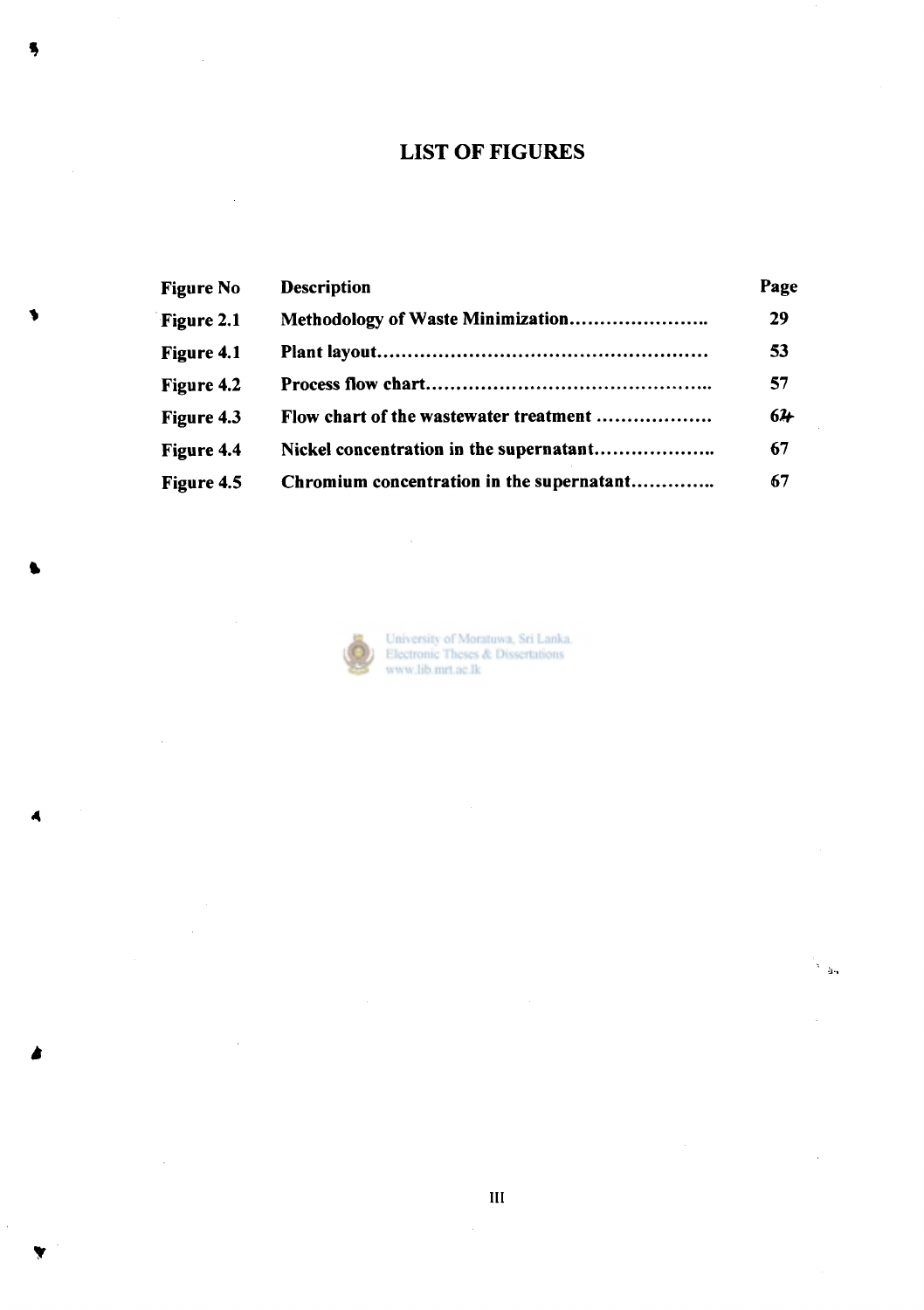# LIST OF FIGURES

| Figure No | Description | Page |
|---|---|---|
| Figure 2.1 | Methodology of Waste Minimization...................... | 29 |
| Figure 4.1 | Plant layout.................................................... | 53 |
| Figure 4.2 | Process flow chart............................................. | 57 |
| Figure 4.3 | Flow chart of the wastewater treatment .................. | 64 |
| Figure 4.4 | Nickel concentration in the supernatant................... | 67 |
| Figure 4.5 | Chromium concentration in the supernatant............. | 67 |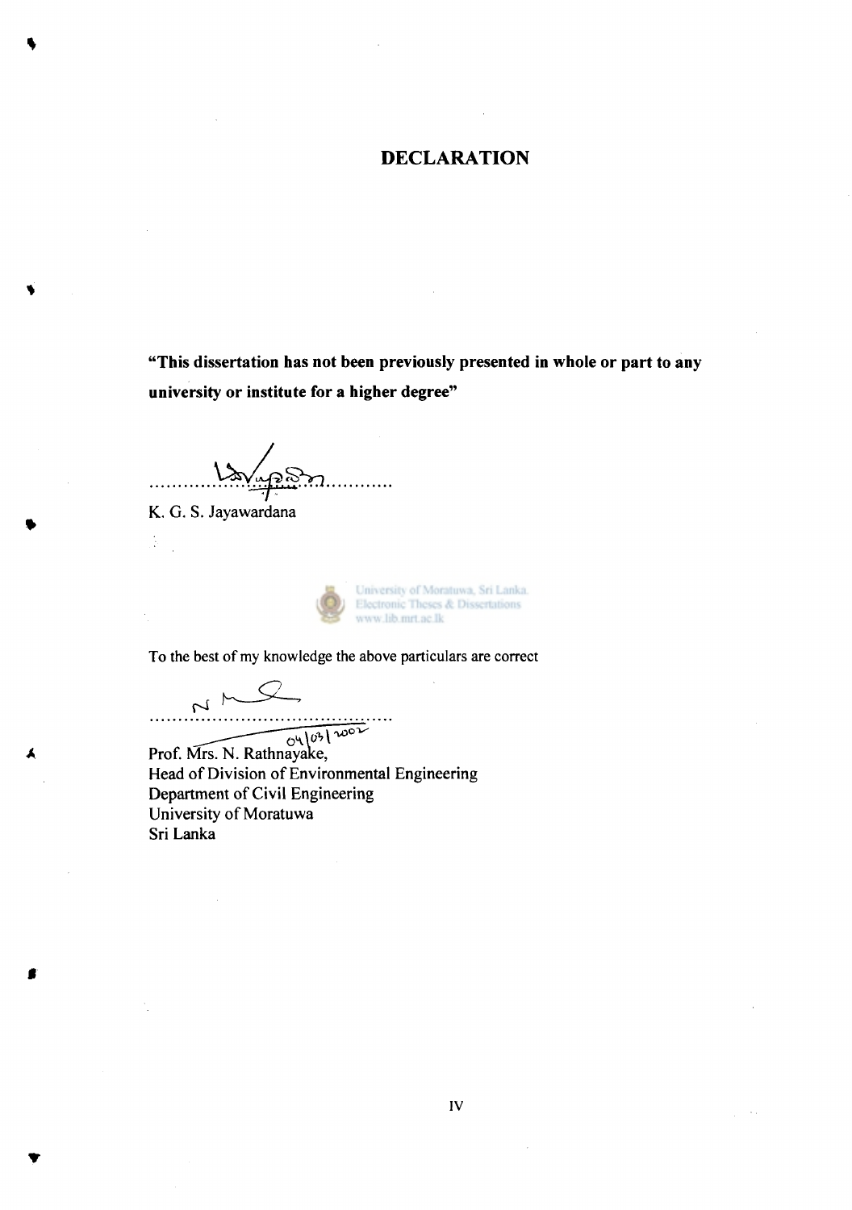# DECLARATION

**"This dissertation has not been previously presented in whole or part to any university or institute for a higher degree"**

.............................................

K. G. S. Jayawardana

To the best of my knowledge the above particulars are correct

.............................................

04/03/2002

Prof. Mrs. N. Rathnayake,
Head of Division of Environmental Engineering
Department of Civil Engineering
University of Moratuwa
Sri Lanka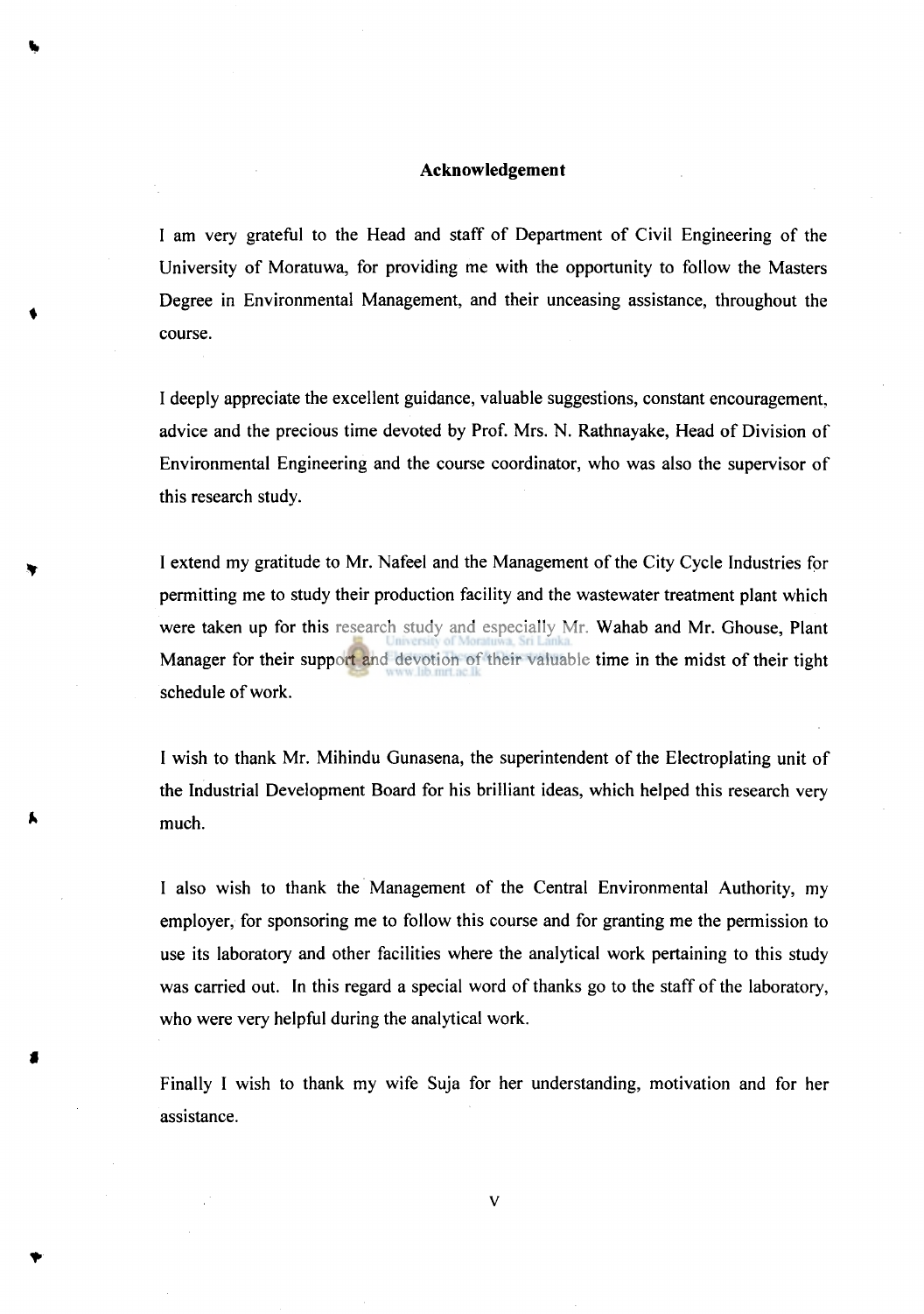# Acknowledgement

I am very grateful to the Head and staff of Department of Civil Engineering of the University of Moratuwa, for providing me with the opportunity to follow the Masters Degree in Environmental Management, and their unceasing assistance, throughout the course.

I deeply appreciate the excellent guidance, valuable suggestions, constant encouragement, advice and the precious time devoted by Prof. Mrs. N. Rathnayake, Head of Division of Environmental Engineering and the course coordinator, who was also the supervisor of this research study.

I extend my gratitude to Mr. Nafeel and the Management of the City Cycle Industries for permitting me to study their production facility and the wastewater treatment plant which were taken up for this research study and especially Mr. Wahab and Mr. Ghouse, Plant Manager for their support and devotion of their valuable time in the midst of their tight schedule of work.

I wish to thank Mr. Mihindu Gunasena, the superintendent of the Electroplating unit of the Industrial Development Board for his brilliant ideas, which helped this research very much.

I also wish to thank the Management of the Central Environmental Authority, my employer, for sponsoring me to follow this course and for granting me the permission to use its laboratory and other facilities where the analytical work pertaining to this study was carried out. In this regard a special word of thanks go to the staff of the laboratory, who were very helpful during the analytical work.

Finally I wish to thank my wife Suja for her understanding, motivation and for her assistance.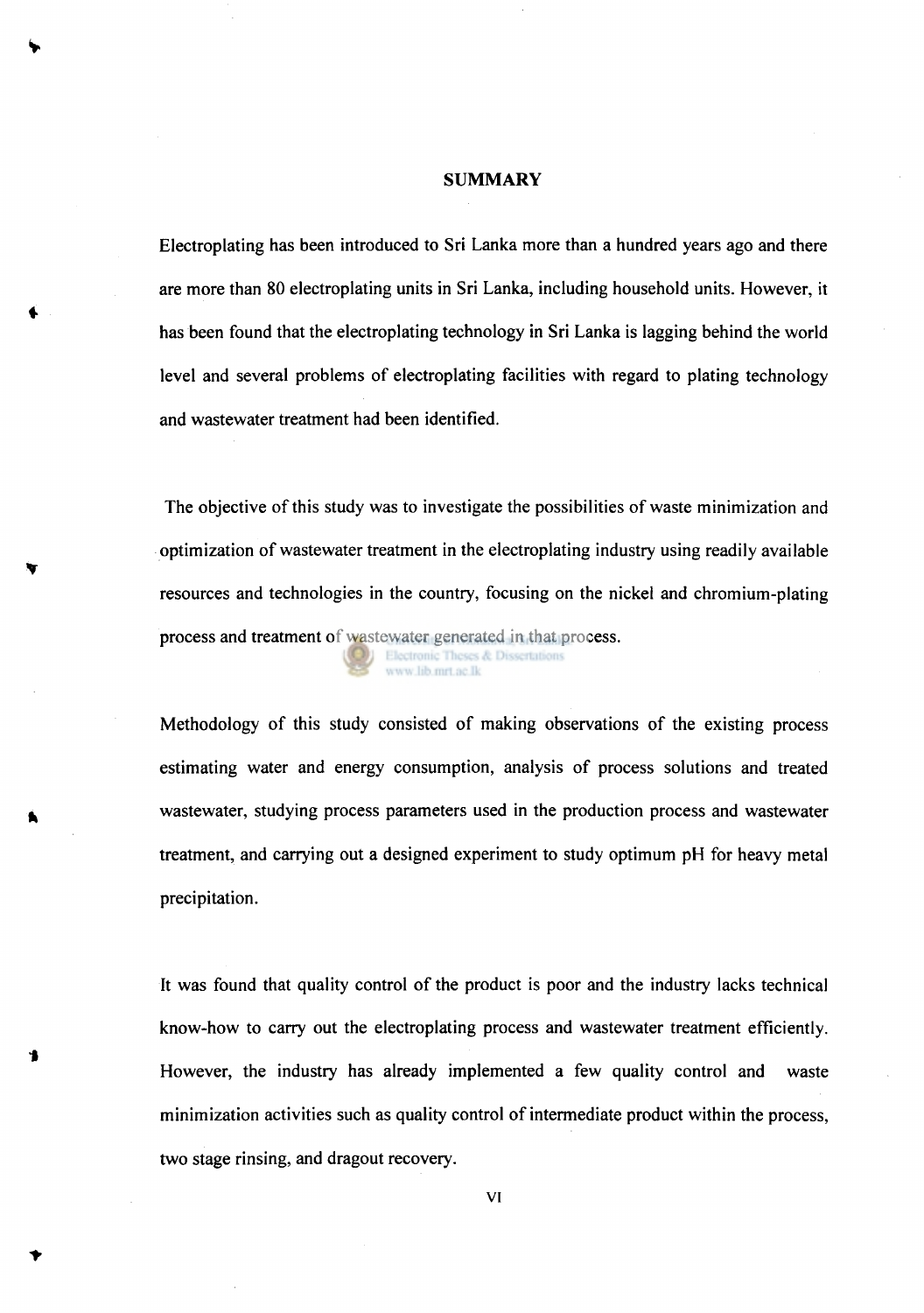## SUMMARY

Electroplating has been introduced to Sri Lanka more than a hundred years ago and there are more than 80 electroplating units in Sri Lanka, including household units. However, it has been found that the electroplating technology in Sri Lanka is lagging behind the world level and several problems of electroplating facilities with regard to plating technology and wastewater treatment had been identified.

The objective of this study was to investigate the possibilities of waste minimization and optimization of wastewater treatment in the electroplating industry using readily available resources and technologies in the country, focusing on the nickel and chromium-plating process and treatment of wastewater generated in that process.

Methodology of this study consisted of making observations of the existing process estimating water and energy consumption, analysis of process solutions and treated wastewater, studying process parameters used in the production process and wastewater treatment, and carrying out a designed experiment to study optimum pH for heavy metal precipitation.

It was found that quality control of the product is poor and the industry lacks technical know-how to carry out the electroplating process and wastewater treatment efficiently. However, the industry has already implemented a few quality control and waste minimization activities such as quality control of intermediate product within the process, two stage rinsing, and dragout recovery.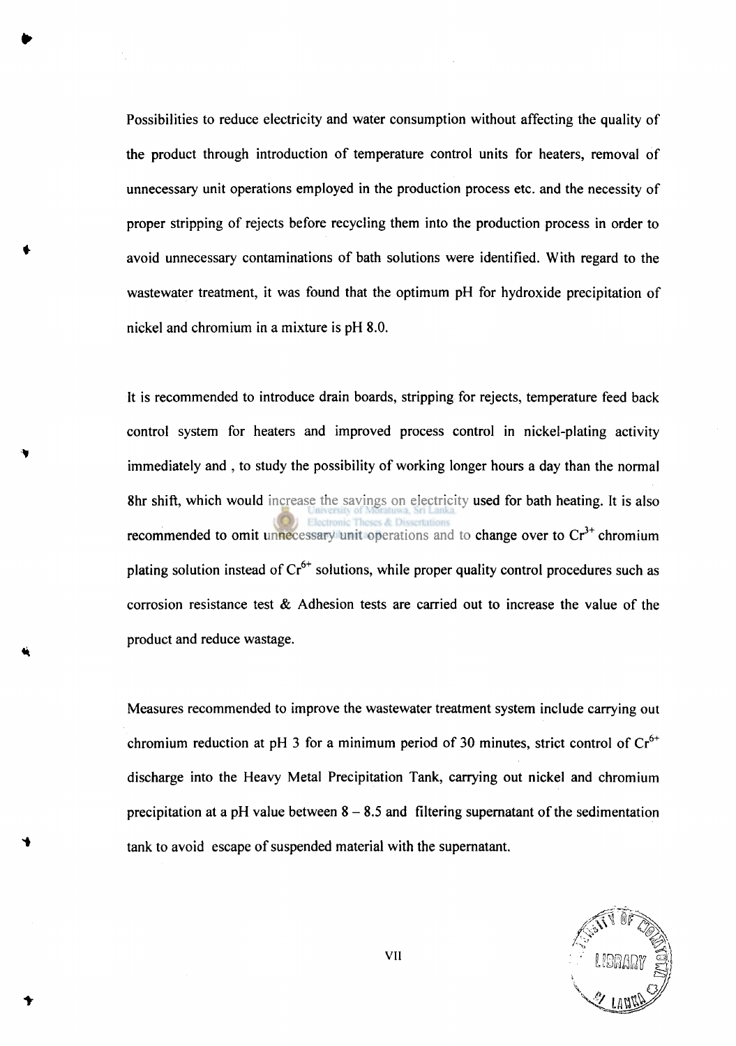Possibilities to reduce electricity and water consumption without affecting the quality of the product through introduction of temperature control units for heaters, removal of unnecessary unit operations employed in the production process etc. and the necessity of proper stripping of rejects before recycling them into the production process in order to avoid unnecessary contaminations of bath solutions were identified. With regard to the wastewater treatment, it was found that the optimum pH for hydroxide precipitation of nickel and chromium in a mixture is pH 8.0.

It is recommended to introduce drain boards, stripping for rejects, temperature feed back control system for heaters and improved process control in nickel-plating activity immediately and , to study the possibility of working longer hours a day than the normal 8hr shift, which would increase the savings on electricity used for bath heating. It is also recommended to omit unnecessary unit operations and to change over to $Cr^{3+}$ chromium plating solution instead of $Cr^{6+}$ solutions, while proper quality control procedures such as corrosion resistance test & Adhesion tests are carried out to increase the value of the product and reduce wastage.

Measures recommended to improve the wastewater treatment system include carrying out chromium reduction at pH 3 for a minimum period of 30 minutes, strict control of $Cr^{6+}$ discharge into the Heavy Metal Precipitation Tank, carrying out nickel and chromium precipitation at a pH value between 8 – 8.5 and filtering supernatant of the sedimentation tank to avoid escape of suspended material with the supernatant.